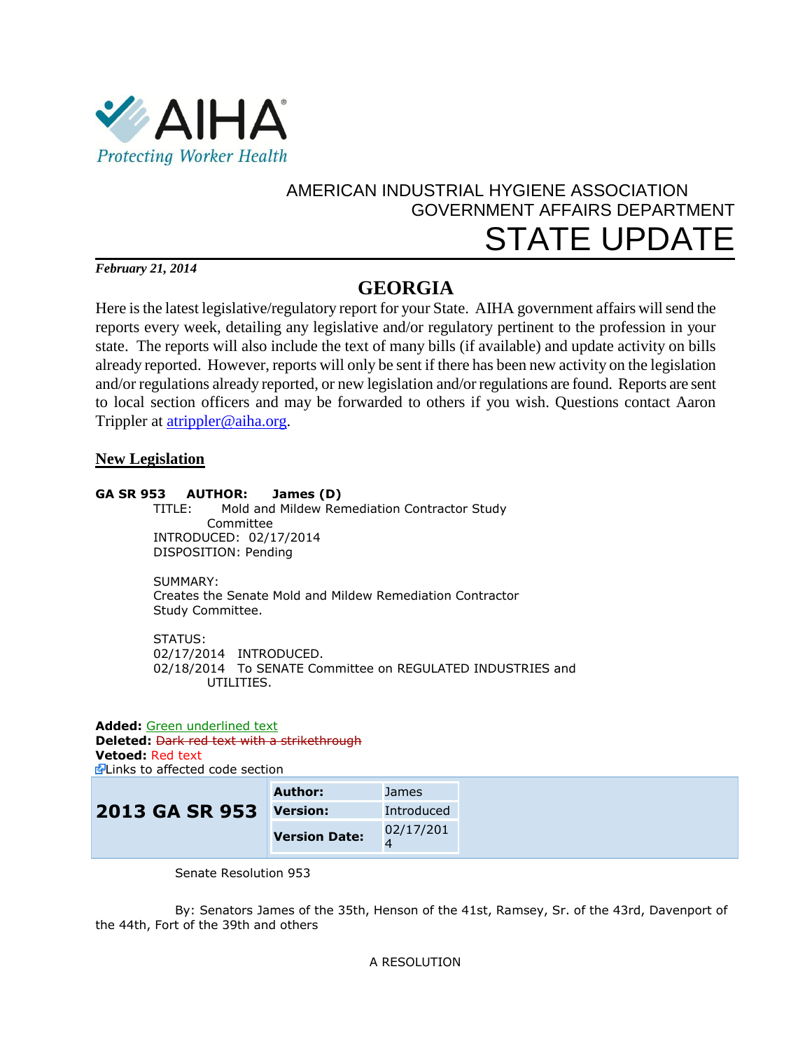AIHA®

*Protecting Worker Health*

AMERICAN INDUSTRIAL HYGIENE ASSOCIATION
GOVERNMENT AFFAIRS DEPARTMENT

# STATE UPDATE

***February 21, 2014***

## GEORGIA

Here is the latest legislative/regulatory report for your State. AIHA government affairs will send the reports every week, detailing any legislative and/or regulatory pertinent to the profession in your state. The reports will also include the text of many bills (if available) and update activity on bills already reported. However, reports will only be sent if there has been new activity on the legislation and/or regulations already reported, or new legislation and/or regulations are found. Reports are sent to local section officers and may be forwarded to others if you wish. Questions contact Aaron Trippler at atrippler@aiha.org.

### New Legislation

**GA SR 953 AUTHOR: James (D)**

TITLE: Mold and Mildew Remediation Contractor Study Committee
INTRODUCED: 02/17/2014
DISPOSITION: Pending

SUMMARY:
Creates the Senate Mold and Mildew Remediation Contractor Study Committee.

STATUS:
02/17/2014 INTRODUCED.
02/18/2014 To SENATE Committee on REGULATED INDUSTRIES and UTILITIES.

**Added:** Green underlined text
**Deleted:** ~~Dark red text with a strikethrough~~
**Vetoed:** Red text
Links to affected code section

| **2013 GA SR 953** | **Author:** | James |
|---|---|---|
| | **Version:** | Introduced |
| | **Version Date:** | 02/17/2014 |

Senate Resolution 953

By: Senators James of the 35th, Henson of the 41st, Ramsey, Sr. of the 43rd, Davenport of the 44th, Fort of the 39th and others

A RESOLUTION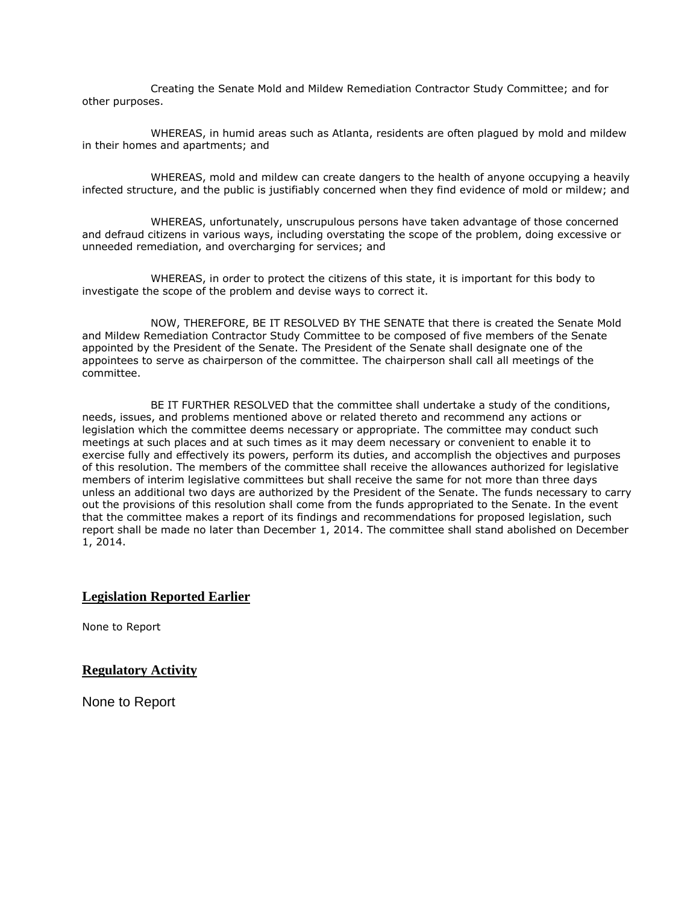Creating the Senate Mold and Mildew Remediation Contractor Study Committee; and for other purposes.

WHEREAS, in humid areas such as Atlanta, residents are often plagued by mold and mildew in their homes and apartments; and

WHEREAS, mold and mildew can create dangers to the health of anyone occupying a heavily infected structure, and the public is justifiably concerned when they find evidence of mold or mildew; and

WHEREAS, unfortunately, unscrupulous persons have taken advantage of those concerned and defraud citizens in various ways, including overstating the scope of the problem, doing excessive or unneeded remediation, and overcharging for services; and

WHEREAS, in order to protect the citizens of this state, it is important for this body to investigate the scope of the problem and devise ways to correct it.

NOW, THEREFORE, BE IT RESOLVED BY THE SENATE that there is created the Senate Mold and Mildew Remediation Contractor Study Committee to be composed of five members of the Senate appointed by the President of the Senate. The President of the Senate shall designate one of the appointees to serve as chairperson of the committee. The chairperson shall call all meetings of the committee.

BE IT FURTHER RESOLVED that the committee shall undertake a study of the conditions, needs, issues, and problems mentioned above or related thereto and recommend any actions or legislation which the committee deems necessary or appropriate. The committee may conduct such meetings at such places and at such times as it may deem necessary or convenient to enable it to exercise fully and effectively its powers, perform its duties, and accomplish the objectives and purposes of this resolution. The members of the committee shall receive the allowances authorized for legislative members of interim legislative committees but shall receive the same for not more than three days unless an additional two days are authorized by the President of the Senate. The funds necessary to carry out the provisions of this resolution shall come from the funds appropriated to the Senate. In the event that the committee makes a report of its findings and recommendations for proposed legislation, such report shall be made no later than December 1, 2014. The committee shall stand abolished on December 1, 2014.

## Legislation Reported Earlier

None to Report

## Regulatory Activity

None to Report